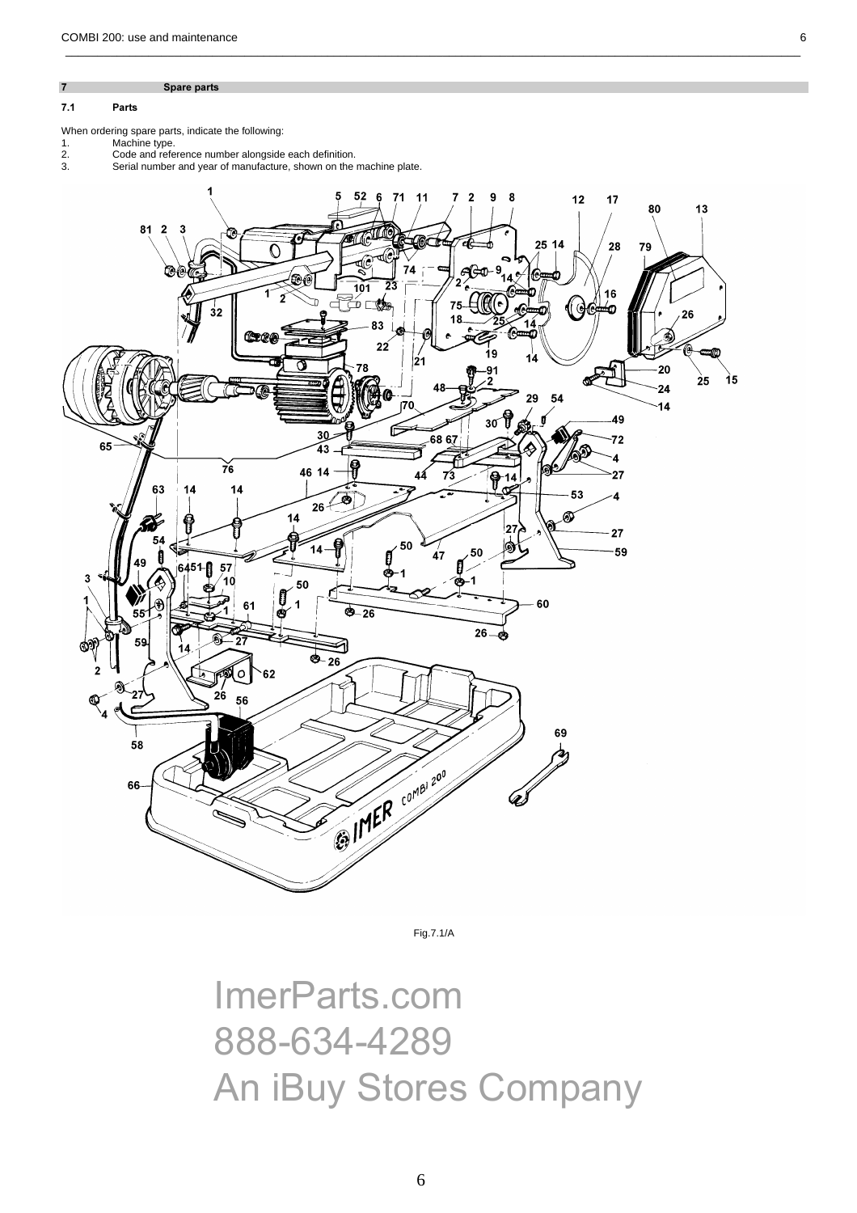## 7 Spare parts

### 7.1 Parts

When ordering spare parts, indicate the following:

1. Machine type.
2. Code and reference number alongside each definition.
3. Serial number and year of manufacture, shown on the machine plate.

Fig.7.1/A

ImerParts.com
888-634-4289
An iBuy Stores Company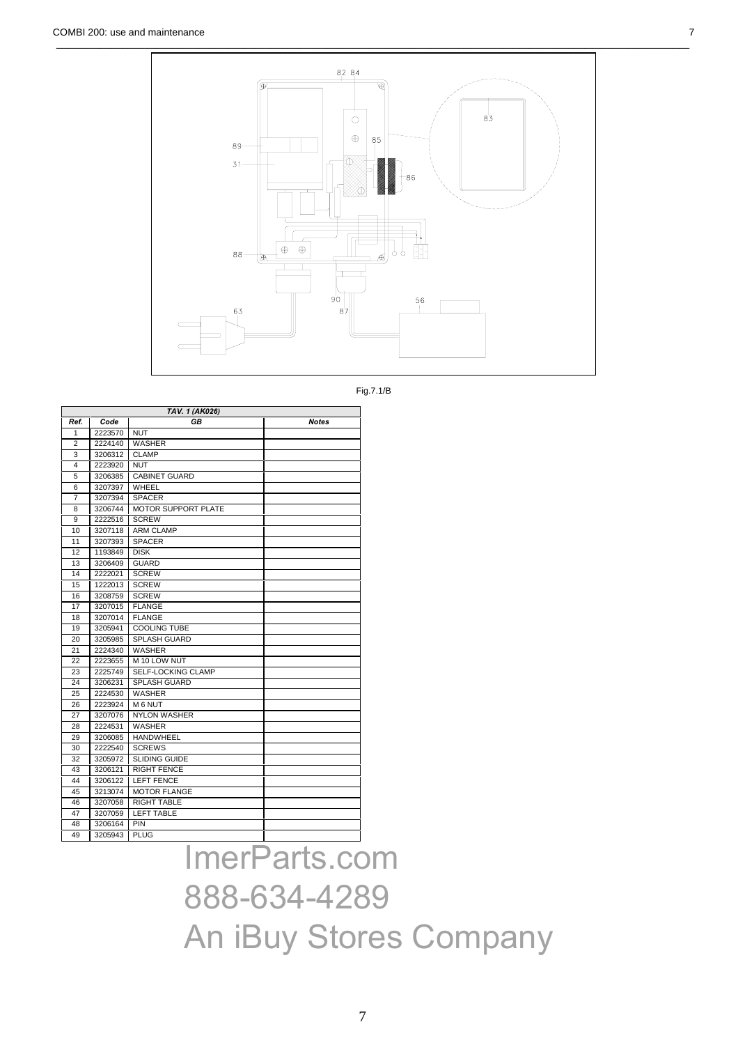Fig.7.1/B

| TAV. 1 (AK026) | | | |
|---|---|---|---|
| **Ref.** | **Code** | **GB** | **Notes** |
| 1 | 2223570 | NUT | |
| 2 | 2224140 | WASHER | |
| 3 | 3206312 | CLAMP | |
| 4 | 2223920 | NUT | |
| 5 | 3206385 | CABINET GUARD | |
| 6 | 3207397 | WHEEL | |
| 7 | 3207394 | SPACER | |
| 8 | 3206744 | MOTOR SUPPORT PLATE | |
| 9 | 2222516 | SCREW | |
| 10 | 3207118 | ARM CLAMP | |
| 11 | 3207393 | SPACER | |
| 12 | 1193849 | DISK | |
| 13 | 3206409 | GUARD | |
| 14 | 2222021 | SCREW | |
| 15 | 1222013 | SCREW | |
| 16 | 3208759 | SCREW | |
| 17 | 3207015 | FLANGE | |
| 18 | 3207014 | FLANGE | |
| 19 | 3205941 | COOLING TUBE | |
| 20 | 3205985 | SPLASH GUARD | |
| 21 | 2224340 | WASHER | |
| 22 | 2223655 | M 10 LOW NUT | |
| 23 | 2225749 | SELF-LOCKING CLAMP | |
| 24 | 3206231 | SPLASH GUARD | |
| 25 | 2224530 | WASHER | |
| 26 | 2223924 | M 6 NUT | |
| 27 | 3207076 | NYLON WASHER | |
| 28 | 2224531 | WASHER | |
| 29 | 3206085 | HANDWHEEL | |
| 30 | 2222540 | SCREWS | |
| 32 | 3205972 | SLIDING GUIDE | |
| 43 | 3206121 | RIGHT FENCE | |
| 44 | 3206122 | LEFT FENCE | |
| 45 | 3213074 | MOTOR FLANGE | |
| 46 | 3207058 | RIGHT TABLE | |
| 47 | 3207059 | LEFT TABLE | |
| 48 | 3206164 | PIN | |
| 49 | 3205943 | PLUG | |

ImerParts.com
888-634-4289
An iBuy Stores Company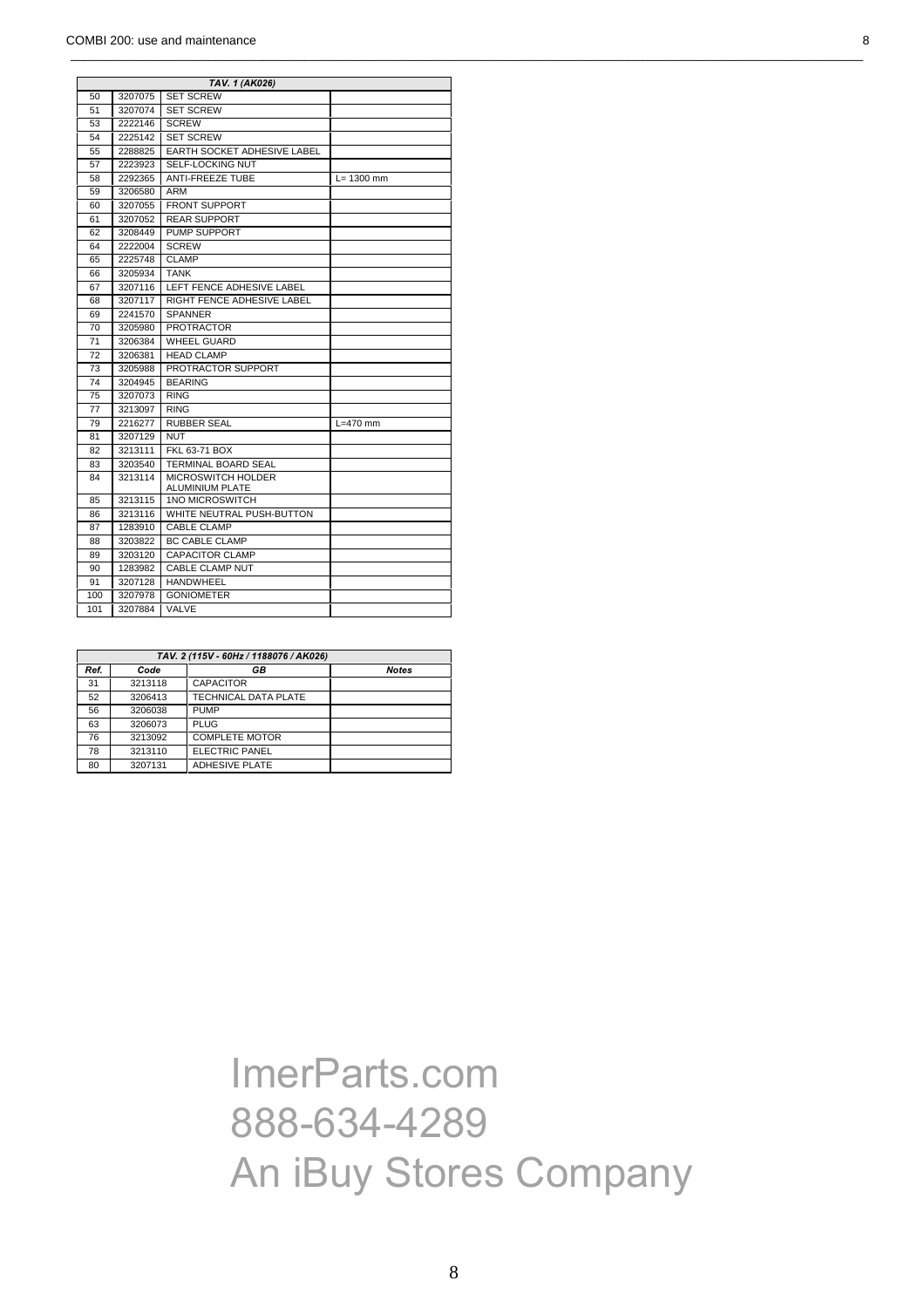| TAV. 1 (AK026) | | | |
|---|---|---|---|
| 50 | 3207075 | SET SCREW | |
| 51 | 3207074 | SET SCREW | |
| 53 | 2222146 | SCREW | |
| 54 | 2225142 | SET SCREW | |
| 55 | 2288825 | EARTH SOCKET ADHESIVE LABEL | |
| 57 | 2223923 | SELF-LOCKING NUT | |
| 58 | 2292365 | ANTI-FREEZE TUBE | L= 1300 mm |
| 59 | 3206580 | ARM | |
| 60 | 3207055 | FRONT SUPPORT | |
| 61 | 3207052 | REAR SUPPORT | |
| 62 | 3208449 | PUMP SUPPORT | |
| 64 | 2222004 | SCREW | |
| 65 | 2225748 | CLAMP | |
| 66 | 3205934 | TANK | |
| 67 | 3207116 | LEFT FENCE ADHESIVE LABEL | |
| 68 | 3207117 | RIGHT FENCE ADHESIVE LABEL | |
| 69 | 2241570 | SPANNER | |
| 70 | 3205980 | PROTRACTOR | |
| 71 | 3206384 | WHEEL GUARD | |
| 72 | 3206381 | HEAD CLAMP | |
| 73 | 3205988 | PROTRACTOR SUPPORT | |
| 74 | 3204945 | BEARING | |
| 75 | 3207073 | RING | |
| 77 | 3213097 | RING | |
| 79 | 2216277 | RUBBER SEAL | L=470 mm |
| 81 | 3207129 | NUT | |
| 82 | 3213111 | FKL 63-71 BOX | |
| 83 | 3203540 | TERMINAL BOARD SEAL | |
| 84 | 3213114 | MICROSWITCH HOLDER ALUMINIUM PLATE | |
| 85 | 3213115 | 1NO MICROSWITCH | |
| 86 | 3213116 | WHITE NEUTRAL PUSH-BUTTON | |
| 87 | 1283910 | CABLE CLAMP | |
| 88 | 3203822 | BC CABLE CLAMP | |
| 89 | 3203120 | CAPACITOR CLAMP | |
| 90 | 1283982 | CABLE CLAMP NUT | |
| 91 | 3207128 | HANDWHEEL | |
| 100 | 3207978 | GONIOMETER | |
| 101 | 3207884 | VALVE | |

| TAV. 2 (115V - 60Hz / 1188076 / AK026) | | | |
|---|---|---|---|
| **Ref.** | **Code** | **GB** | **Notes** |
| 31 | 3213118 | CAPACITOR | |
| 52 | 3206413 | TECHNICAL DATA PLATE | |
| 56 | 3206038 | PUMP | |
| 63 | 3206073 | PLUG | |
| 76 | 3213092 | COMPLETE MOTOR | |
| 78 | 3213110 | ELECTRIC PANEL | |
| 80 | 3207131 | ADHESIVE PLATE | |

ImerParts.com
888-634-4289
An iBuy Stores Company